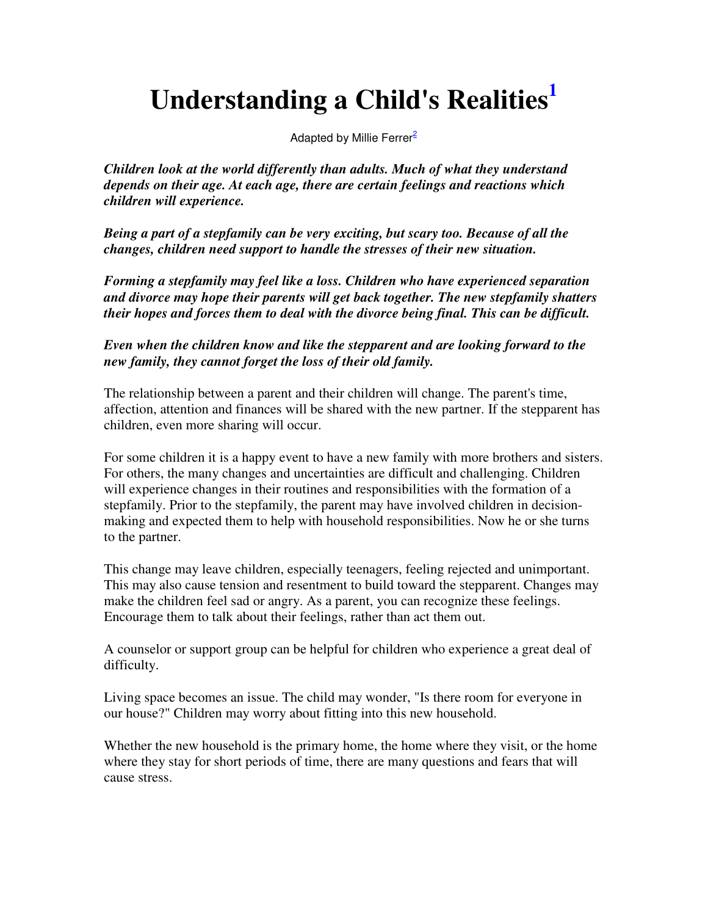# Understanding a Child's Realities[1]

Adapted by Millie Ferrer[2]

***Children look at the world differently than adults. Much of what they understand depends on their age. At each age, there are certain feelings and reactions which children will experience.***

***Being a part of a stepfamily can be very exciting, but scary too. Because of all the changes, children need support to handle the stresses of their new situation.***

***Forming a stepfamily may feel like a loss. Children who have experienced separation and divorce may hope their parents will get back together. The new stepfamily shatters their hopes and forces them to deal with the divorce being final. This can be difficult.***

***Even when the children know and like the stepparent and are looking forward to the new family, they cannot forget the loss of their old family.***

The relationship between a parent and their children will change. The parent's time, affection, attention and finances will be shared with the new partner. If the stepparent has children, even more sharing will occur.

For some children it is a happy event to have a new family with more brothers and sisters. For others, the many changes and uncertainties are difficult and challenging. Children will experience changes in their routines and responsibilities with the formation of a stepfamily. Prior to the stepfamily, the parent may have involved children in decision-making and expected them to help with household responsibilities. Now he or she turns to the partner.

This change may leave children, especially teenagers, feeling rejected and unimportant. This may also cause tension and resentment to build toward the stepparent. Changes may make the children feel sad or angry. As a parent, you can recognize these feelings. Encourage them to talk about their feelings, rather than act them out.

A counselor or support group can be helpful for children who experience a great deal of difficulty.

Living space becomes an issue. The child may wonder, "Is there room for everyone in our house?" Children may worry about fitting into this new household.

Whether the new household is the primary home, the home where they visit, or the home where they stay for short periods of time, there are many questions and fears that will cause stress.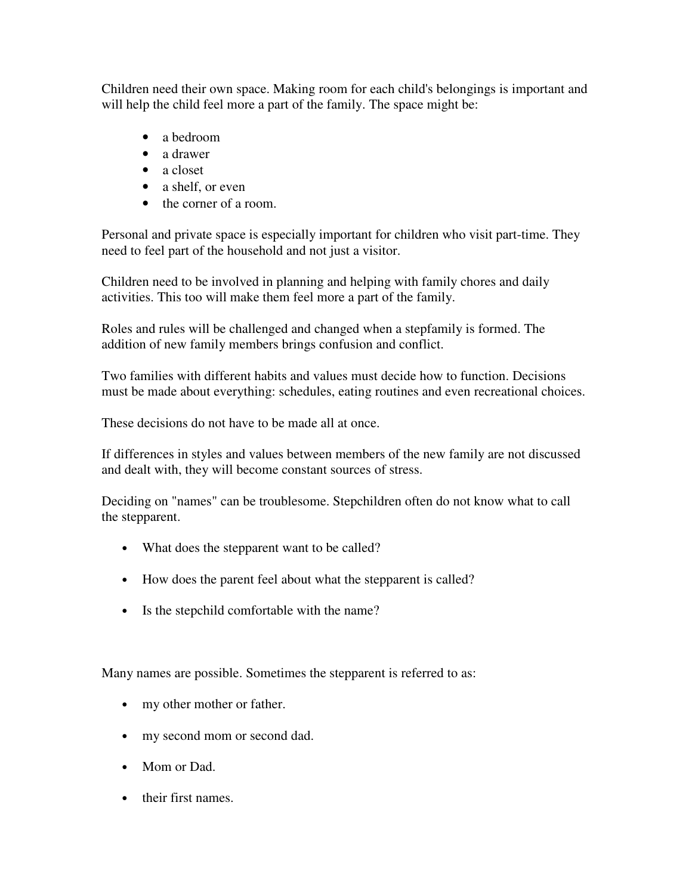Children need their own space. Making room for each child's belongings is important and will help the child feel more a part of the family. The space might be:

- a bedroom
- a drawer
- a closet
- a shelf, or even
- the corner of a room.

Personal and private space is especially important for children who visit part-time. They need to feel part of the household and not just a visitor.

Children need to be involved in planning and helping with family chores and daily activities. This too will make them feel more a part of the family.

Roles and rules will be challenged and changed when a stepfamily is formed. The addition of new family members brings confusion and conflict.

Two families with different habits and values must decide how to function. Decisions must be made about everything: schedules, eating routines and even recreational choices.

These decisions do not have to be made all at once.

If differences in styles and values between members of the new family are not discussed and dealt with, they will become constant sources of stress.

Deciding on "names" can be troublesome. Stepchildren often do not know what to call the stepparent.

- What does the stepparent want to be called?
- How does the parent feel about what the stepparent is called?
- Is the stepchild comfortable with the name?

Many names are possible. Sometimes the stepparent is referred to as:

- my other mother or father.
- my second mom or second dad.
- Mom or Dad.
- their first names.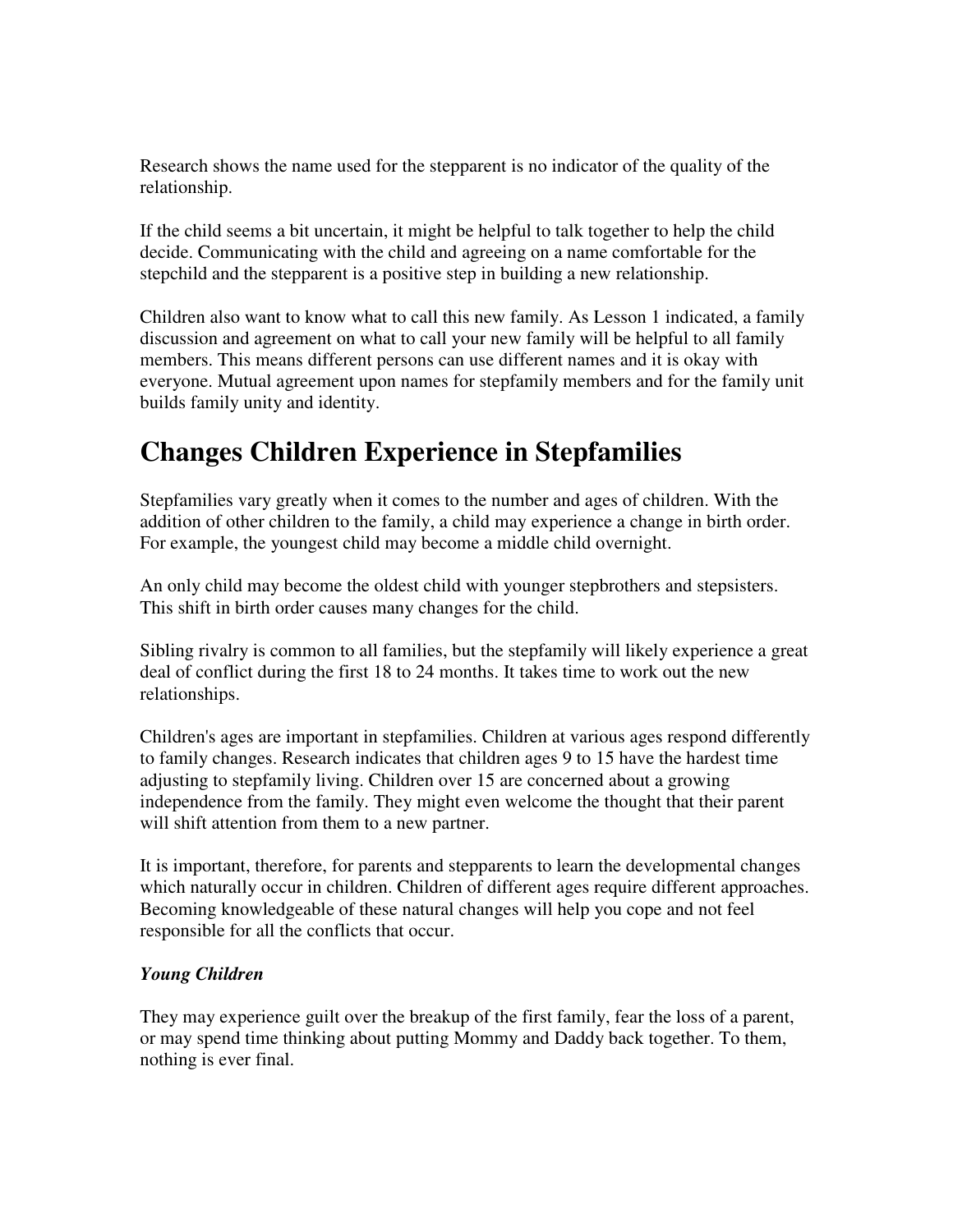Research shows the name used for the stepparent is no indicator of the quality of the relationship.

If the child seems a bit uncertain, it might be helpful to talk together to help the child decide. Communicating with the child and agreeing on a name comfortable for the stepchild and the stepparent is a positive step in building a new relationship.

Children also want to know what to call this new family. As Lesson 1 indicated, a family discussion and agreement on what to call your new family will be helpful to all family members. This means different persons can use different names and it is okay with everyone. Mutual agreement upon names for stepfamily members and for the family unit builds family unity and identity.

# Changes Children Experience in Stepfamilies

Stepfamilies vary greatly when it comes to the number and ages of children. With the addition of other children to the family, a child may experience a change in birth order. For example, the youngest child may become a middle child overnight.

An only child may become the oldest child with younger stepbrothers and stepsisters. This shift in birth order causes many changes for the child.

Sibling rivalry is common to all families, but the stepfamily will likely experience a great deal of conflict during the first 18 to 24 months. It takes time to work out the new relationships.

Children's ages are important in stepfamilies. Children at various ages respond differently to family changes. Research indicates that children ages 9 to 15 have the hardest time adjusting to stepfamily living. Children over 15 are concerned about a growing independence from the family. They might even welcome the thought that their parent will shift attention from them to a new partner.

It is important, therefore, for parents and stepparents to learn the developmental changes which naturally occur in children. Children of different ages require different approaches. Becoming knowledgeable of these natural changes will help you cope and not feel responsible for all the conflicts that occur.

***Young Children***

They may experience guilt over the breakup of the first family, fear the loss of a parent, or may spend time thinking about putting Mommy and Daddy back together. To them, nothing is ever final.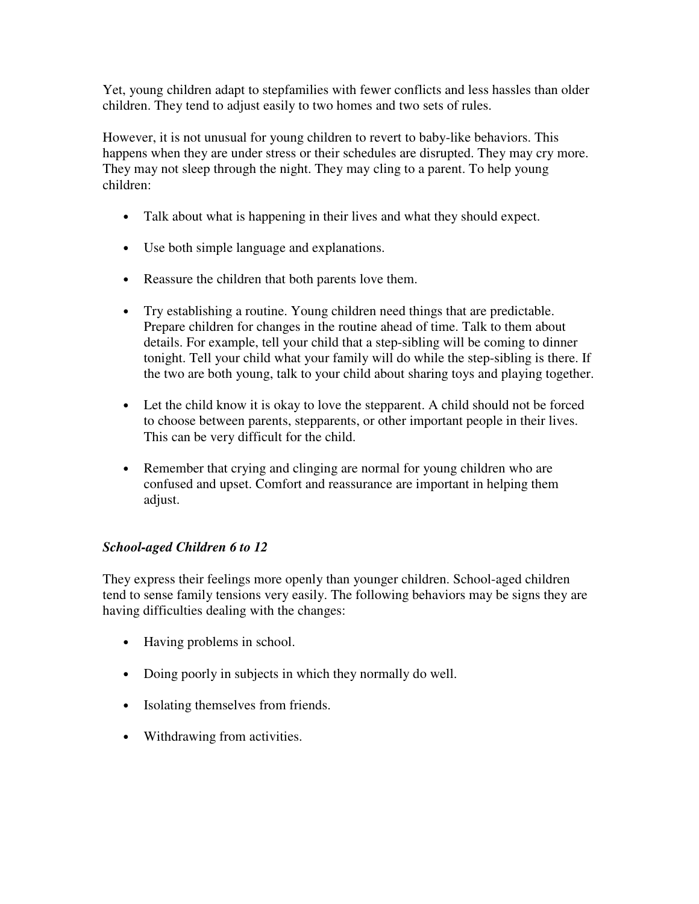Yet, young children adapt to stepfamilies with fewer conflicts and less hassles than older children. They tend to adjust easily to two homes and two sets of rules.

However, it is not unusual for young children to revert to baby-like behaviors. This happens when they are under stress or their schedules are disrupted. They may cry more. They may not sleep through the night. They may cling to a parent. To help young children:

- Talk about what is happening in their lives and what they should expect.
- Use both simple language and explanations.
- Reassure the children that both parents love them.
- Try establishing a routine. Young children need things that are predictable. Prepare children for changes in the routine ahead of time. Talk to them about details. For example, tell your child that a step-sibling will be coming to dinner tonight. Tell your child what your family will do while the step-sibling is there. If the two are both young, talk to your child about sharing toys and playing together.
- Let the child know it is okay to love the stepparent. A child should not be forced to choose between parents, stepparents, or other important people in their lives. This can be very difficult for the child.
- Remember that crying and clinging are normal for young children who are confused and upset. Comfort and reassurance are important in helping them adjust.

### *School-aged Children 6 to 12*

They express their feelings more openly than younger children. School-aged children tend to sense family tensions very easily. The following behaviors may be signs they are having difficulties dealing with the changes:

- Having problems in school.
- Doing poorly in subjects in which they normally do well.
- Isolating themselves from friends.
- Withdrawing from activities.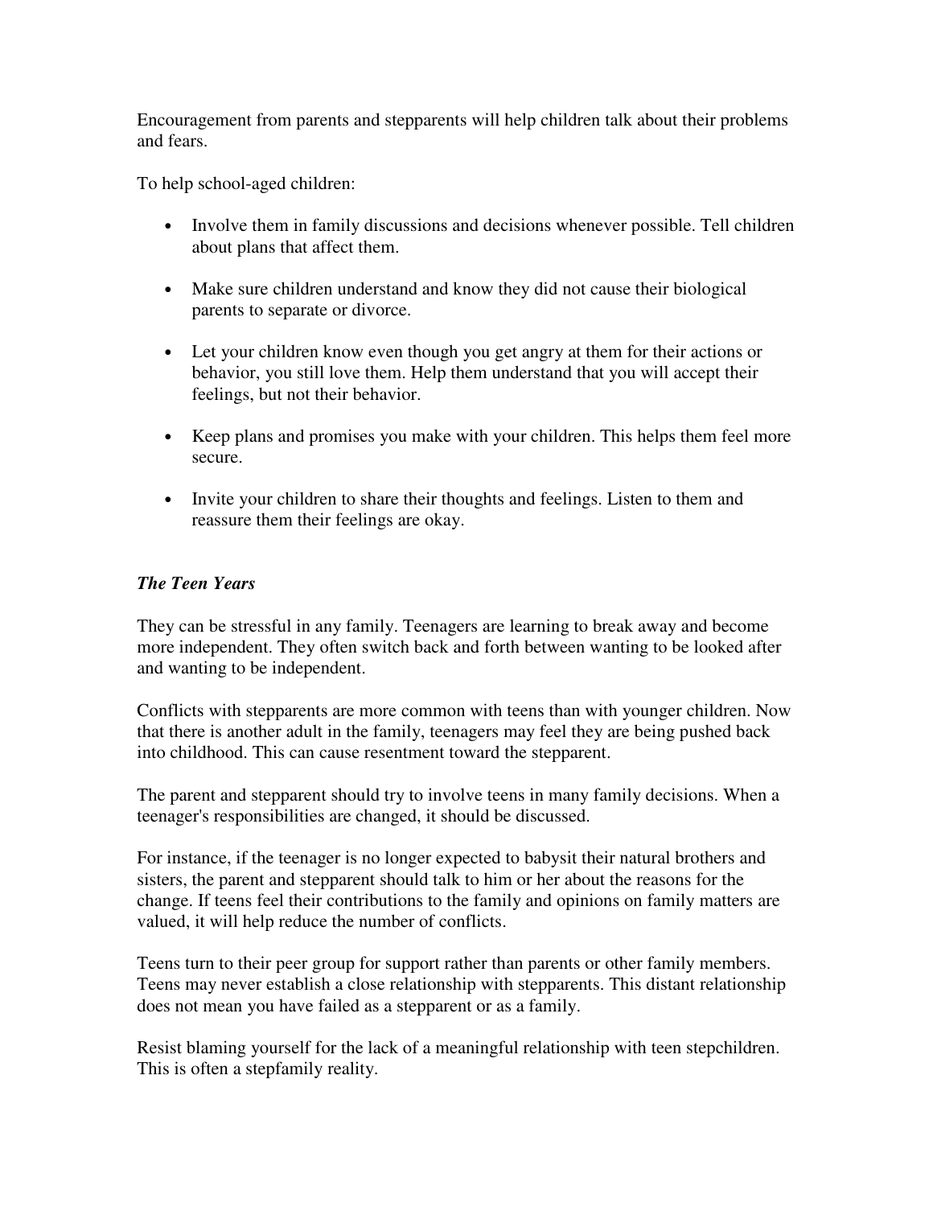Encouragement from parents and stepparents will help children talk about their problems and fears.

To help school-aged children:

- Involve them in family discussions and decisions whenever possible. Tell children about plans that affect them.
- Make sure children understand and know they did not cause their biological parents to separate or divorce.
- Let your children know even though you get angry at them for their actions or behavior, you still love them. Help them understand that you will accept their feelings, but not their behavior.
- Keep plans and promises you make with your children. This helps them feel more secure.
- Invite your children to share their thoughts and feelings. Listen to them and reassure them their feelings are okay.

***The Teen Years***

They can be stressful in any family. Teenagers are learning to break away and become more independent. They often switch back and forth between wanting to be looked after and wanting to be independent.

Conflicts with stepparents are more common with teens than with younger children. Now that there is another adult in the family, teenagers may feel they are being pushed back into childhood. This can cause resentment toward the stepparent.

The parent and stepparent should try to involve teens in many family decisions. When a teenager's responsibilities are changed, it should be discussed.

For instance, if the teenager is no longer expected to babysit their natural brothers and sisters, the parent and stepparent should talk to him or her about the reasons for the change. If teens feel their contributions to the family and opinions on family matters are valued, it will help reduce the number of conflicts.

Teens turn to their peer group for support rather than parents or other family members. Teens may never establish a close relationship with stepparents. This distant relationship does not mean you have failed as a stepparent or as a family.

Resist blaming yourself for the lack of a meaningful relationship with teen stepchildren. This is often a stepfamily reality.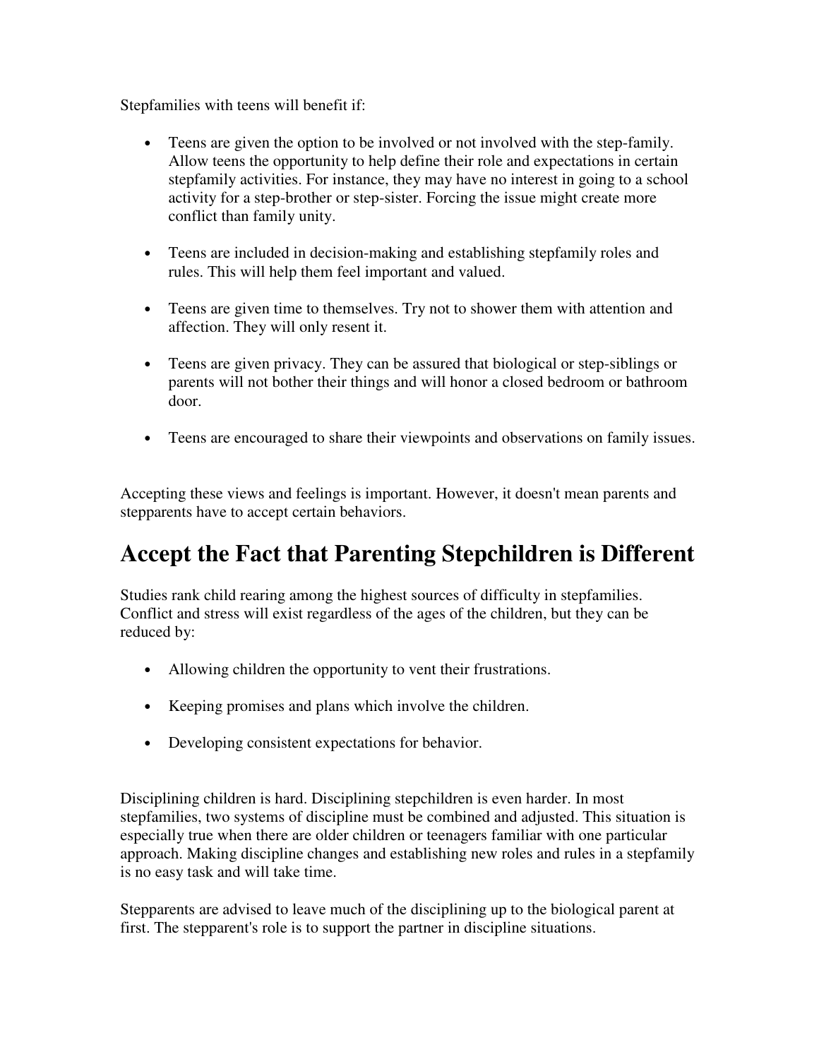Stepfamilies with teens will benefit if:

- Teens are given the option to be involved or not involved with the step-family. Allow teens the opportunity to help define their role and expectations in certain stepfamily activities. For instance, they may have no interest in going to a school activity for a step-brother or step-sister. Forcing the issue might create more conflict than family unity.

- Teens are included in decision-making and establishing stepfamily roles and rules. This will help them feel important and valued.

- Teens are given time to themselves. Try not to shower them with attention and affection. They will only resent it.

- Teens are given privacy. They can be assured that biological or step-siblings or parents will not bother their things and will honor a closed bedroom or bathroom door.

- Teens are encouraged to share their viewpoints and observations on family issues.

Accepting these views and feelings is important. However, it doesn't mean parents and stepparents have to accept certain behaviors.

## Accept the Fact that Parenting Stepchildren is Different

Studies rank child rearing among the highest sources of difficulty in stepfamilies. Conflict and stress will exist regardless of the ages of the children, but they can be reduced by:

- Allowing children the opportunity to vent their frustrations.

- Keeping promises and plans which involve the children.

- Developing consistent expectations for behavior.

Disciplining children is hard. Disciplining stepchildren is even harder. In most stepfamilies, two systems of discipline must be combined and adjusted. This situation is especially true when there are older children or teenagers familiar with one particular approach. Making discipline changes and establishing new roles and rules in a stepfamily is no easy task and will take time.

Stepparents are advised to leave much of the disciplining up to the biological parent at first. The stepparent's role is to support the partner in discipline situations.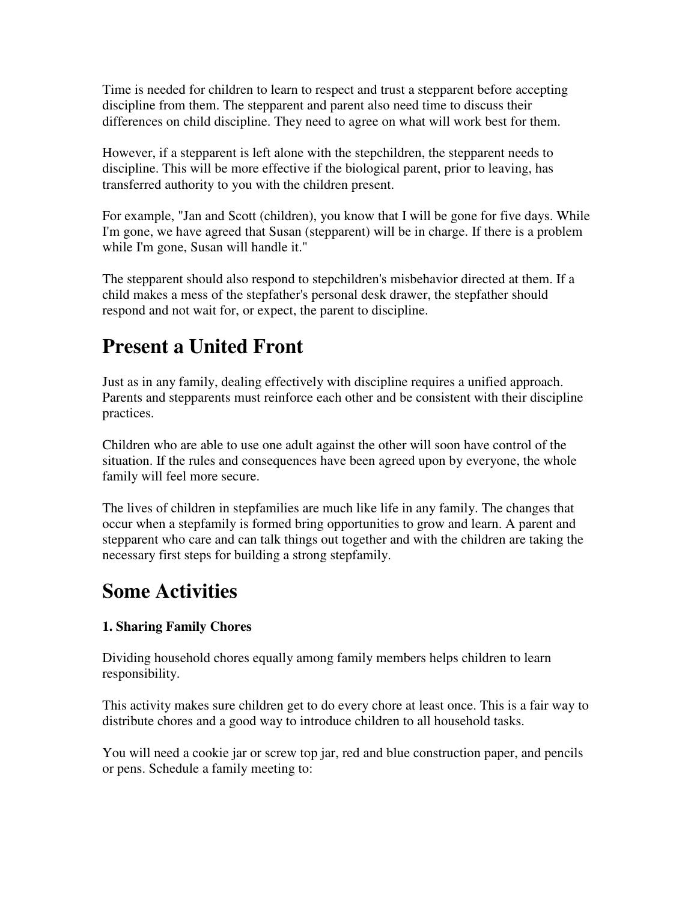Time is needed for children to learn to respect and trust a stepparent before accepting discipline from them. The stepparent and parent also need time to discuss their differences on child discipline. They need to agree on what will work best for them.

However, if a stepparent is left alone with the stepchildren, the stepparent needs to discipline. This will be more effective if the biological parent, prior to leaving, has transferred authority to you with the children present.

For example, "Jan and Scott (children), you know that I will be gone for five days. While I'm gone, we have agreed that Susan (stepparent) will be in charge. If there is a problem while I'm gone, Susan will handle it."

The stepparent should also respond to stepchildren's misbehavior directed at them. If a child makes a mess of the stepfather's personal desk drawer, the stepfather should respond and not wait for, or expect, the parent to discipline.

# Present a United Front

Just as in any family, dealing effectively with discipline requires a unified approach. Parents and stepparents must reinforce each other and be consistent with their discipline practices.

Children who are able to use one adult against the other will soon have control of the situation. If the rules and consequences have been agreed upon by everyone, the whole family will feel more secure.

The lives of children in stepfamilies are much like life in any family. The changes that occur when a stepfamily is formed bring opportunities to grow and learn. A parent and stepparent who care and can talk things out together and with the children are taking the necessary first steps for building a strong stepfamily.

# Some Activities

**1. Sharing Family Chores**

Dividing household chores equally among family members helps children to learn responsibility.

This activity makes sure children get to do every chore at least once. This is a fair way to distribute chores and a good way to introduce children to all household tasks.

You will need a cookie jar or screw top jar, red and blue construction paper, and pencils or pens. Schedule a family meeting to: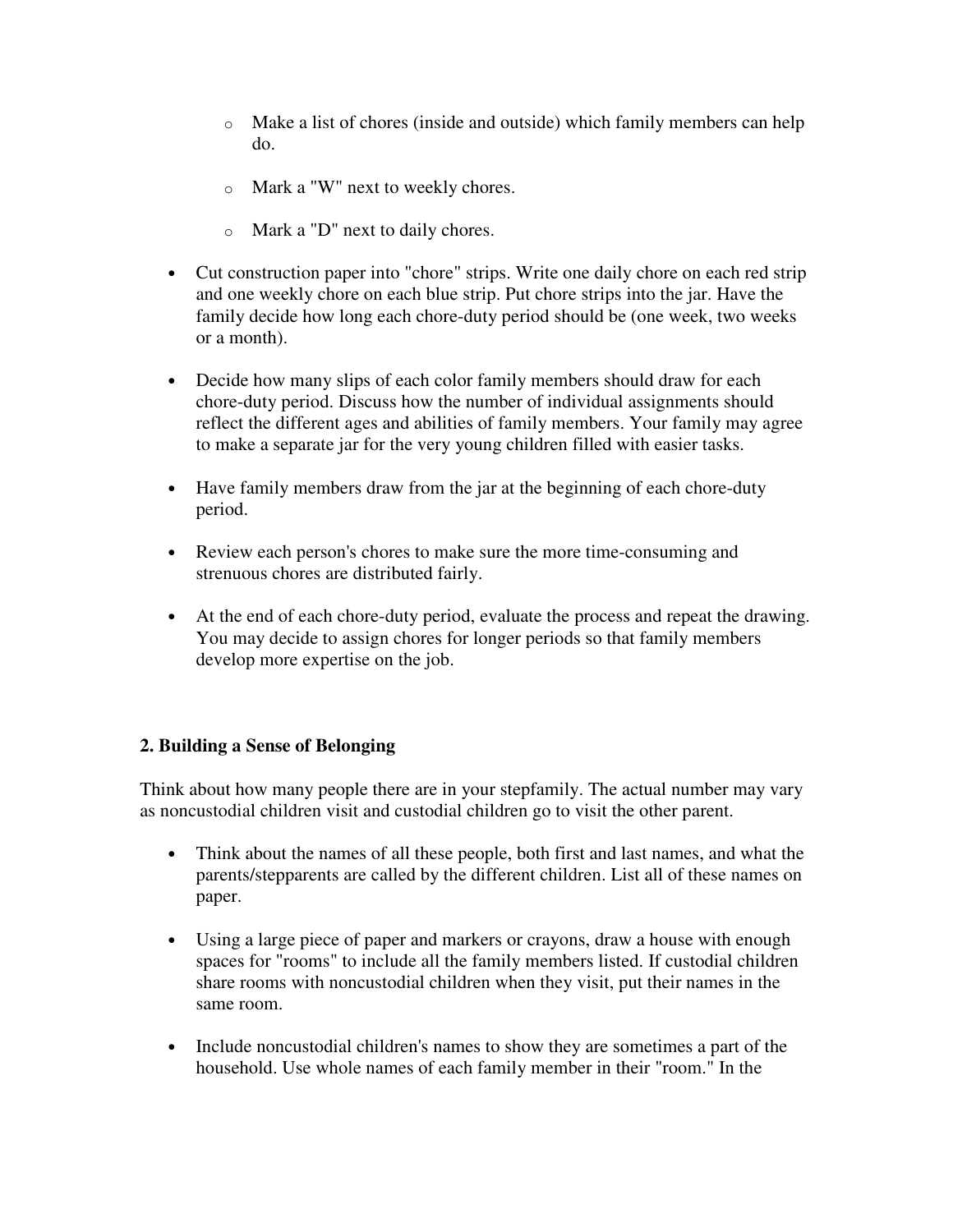- Make a list of chores (inside and outside) which family members can help do.
  - Mark a "W" next to weekly chores.
  - Mark a "D" next to daily chores.

- Cut construction paper into "chore" strips. Write one daily chore on each red strip and one weekly chore on each blue strip. Put chore strips into the jar. Have the family decide how long each chore-duty period should be (one week, two weeks or a month).
- Decide how many slips of each color family members should draw for each chore-duty period. Discuss how the number of individual assignments should reflect the different ages and abilities of family members. Your family may agree to make a separate jar for the very young children filled with easier tasks.
- Have family members draw from the jar at the beginning of each chore-duty period.
- Review each person's chores to make sure the more time-consuming and strenuous chores are distributed fairly.
- At the end of each chore-duty period, evaluate the process and repeat the drawing. You may decide to assign chores for longer periods so that family members develop more expertise on the job.

**2. Building a Sense of Belonging**

Think about how many people there are in your stepfamily. The actual number may vary as noncustodial children visit and custodial children go to visit the other parent.

- Think about the names of all these people, both first and last names, and what the parents/stepparents are called by the different children. List all of these names on paper.
- Using a large piece of paper and markers or crayons, draw a house with enough spaces for "rooms" to include all the family members listed. If custodial children share rooms with noncustodial children when they visit, put their names in the same room.
- Include noncustodial children's names to show they are sometimes a part of the household. Use whole names of each family member in their "room." In the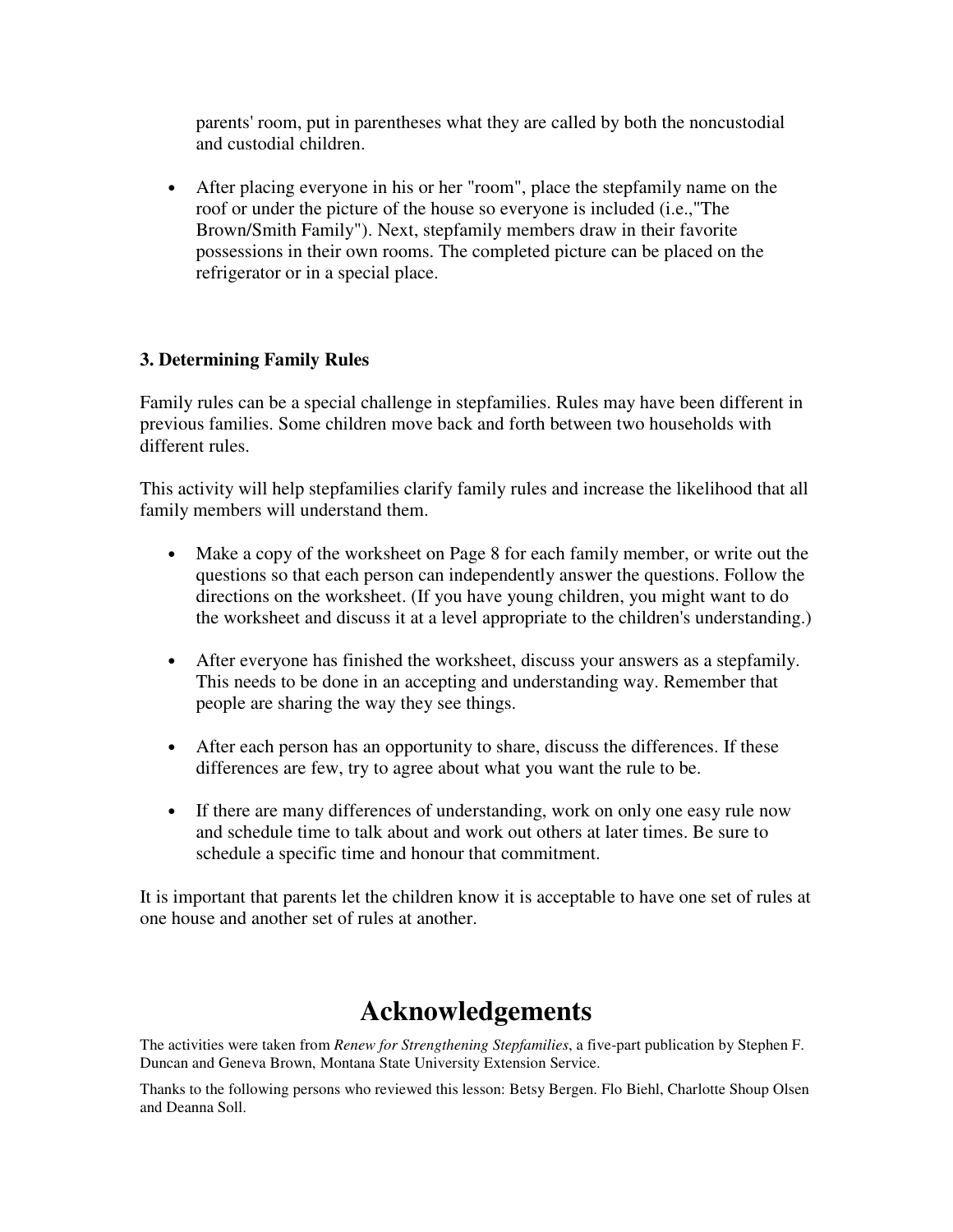parents' room, put in parentheses what they are called by both the noncustodial and custodial children.

- After placing everyone in his or her "room", place the stepfamily name on the roof or under the picture of the house so everyone is included (i.e.,"The Brown/Smith Family"). Next, stepfamily members draw in their favorite possessions in their own rooms. The completed picture can be placed on the refrigerator or in a special place.

### 3. Determining Family Rules

Family rules can be a special challenge in stepfamilies. Rules may have been different in previous families. Some children move back and forth between two households with different rules.

This activity will help stepfamilies clarify family rules and increase the likelihood that all family members will understand them.

- Make a copy of the worksheet on Page 8 for each family member, or write out the questions so that each person can independently answer the questions. Follow the directions on the worksheet. (If you have young children, you might want to do the worksheet and discuss it at a level appropriate to the children's understanding.)
- After everyone has finished the worksheet, discuss your answers as a stepfamily. This needs to be done in an accepting and understanding way. Remember that people are sharing the way they see things.
- After each person has an opportunity to share, discuss the differences. If these differences are few, try to agree about what you want the rule to be.
- If there are many differences of understanding, work on only one easy rule now and schedule time to talk about and work out others at later times. Be sure to schedule a specific time and honour that commitment.

It is important that parents let the children know it is acceptable to have one set of rules at one house and another set of rules at another.

# Acknowledgements

The activities were taken from *Renew for Strengthening Stepfamilies*, a five-part publication by Stephen F. Duncan and Geneva Brown, Montana State University Extension Service.

Thanks to the following persons who reviewed this lesson: Betsy Bergen. Flo Biehl, Charlotte Shoup Olsen and Deanna Soll.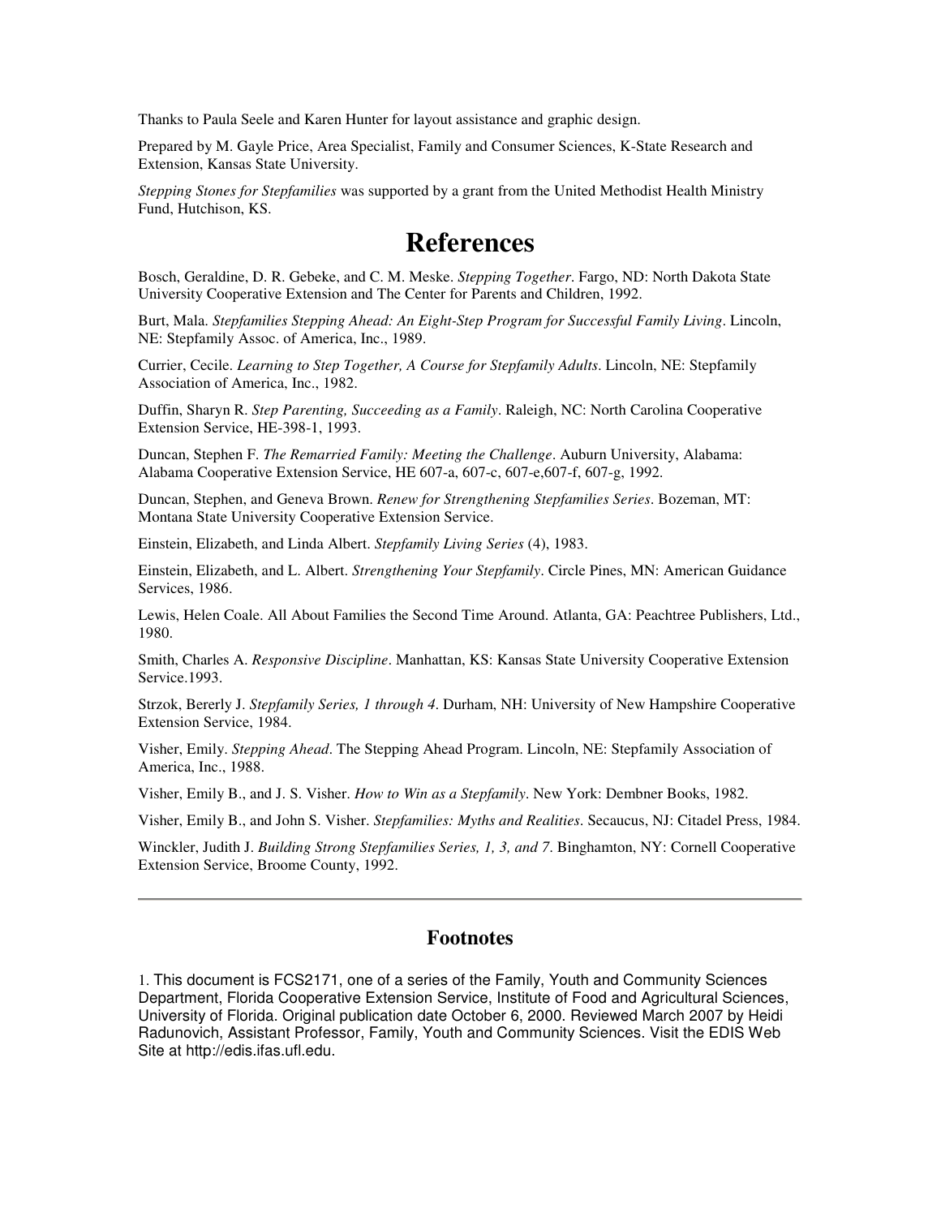Thanks to Paula Seele and Karen Hunter for layout assistance and graphic design.

Prepared by M. Gayle Price, Area Specialist, Family and Consumer Sciences, K-State Research and Extension, Kansas State University.

*Stepping Stones for Stepfamilies* was supported by a grant from the United Methodist Health Ministry Fund, Hutchison, KS.

# References

Bosch, Geraldine, D. R. Gebeke, and C. M. Meske. *Stepping Together*. Fargo, ND: North Dakota State University Cooperative Extension and The Center for Parents and Children, 1992.

Burt, Mala. *Stepfamilies Stepping Ahead: An Eight-Step Program for Successful Family Living*. Lincoln, NE: Stepfamily Assoc. of America, Inc., 1989.

Currier, Cecile. *Learning to Step Together, A Course for Stepfamily Adults*. Lincoln, NE: Stepfamily Association of America, Inc., 1982.

Duffin, Sharyn R. *Step Parenting, Succeeding as a Family*. Raleigh, NC: North Carolina Cooperative Extension Service, HE-398-1, 1993.

Duncan, Stephen F. *The Remarried Family: Meeting the Challenge*. Auburn University, Alabama: Alabama Cooperative Extension Service, HE 607-a, 607-c, 607-e,607-f, 607-g, 1992.

Duncan, Stephen, and Geneva Brown. *Renew for Strengthening Stepfamilies Series*. Bozeman, MT: Montana State University Cooperative Extension Service.

Einstein, Elizabeth, and Linda Albert. *Stepfamily Living Series* (4), 1983.

Einstein, Elizabeth, and L. Albert. *Strengthening Your Stepfamily*. Circle Pines, MN: American Guidance Services, 1986.

Lewis, Helen Coale. All About Families the Second Time Around. Atlanta, GA: Peachtree Publishers, Ltd., 1980.

Smith, Charles A. *Responsive Discipline*. Manhattan, KS: Kansas State University Cooperative Extension Service.1993.

Strzok, Bererly J. *Stepfamily Series, 1 through 4*. Durham, NH: University of New Hampshire Cooperative Extension Service, 1984.

Visher, Emily. *Stepping Ahead*. The Stepping Ahead Program. Lincoln, NE: Stepfamily Association of America, Inc., 1988.

Visher, Emily B., and J. S. Visher. *How to Win as a Stepfamily*. New York: Dembner Books, 1982.

Visher, Emily B., and John S. Visher. *Stepfamilies: Myths and Realities*. Secaucus, NJ: Citadel Press, 1984.

Winckler, Judith J. *Building Strong Stepfamilies Series, 1, 3, and 7*. Binghamton, NY: Cornell Cooperative Extension Service, Broome County, 1992.

---

## Footnotes

1. This document is FCS2171, one of a series of the Family, Youth and Community Sciences Department, Florida Cooperative Extension Service, Institute of Food and Agricultural Sciences, University of Florida. Original publication date October 6, 2000. Reviewed March 2007 by Heidi Radunovich, Assistant Professor, Family, Youth and Community Sciences. Visit the EDIS Web Site at http://edis.ifas.ufl.edu.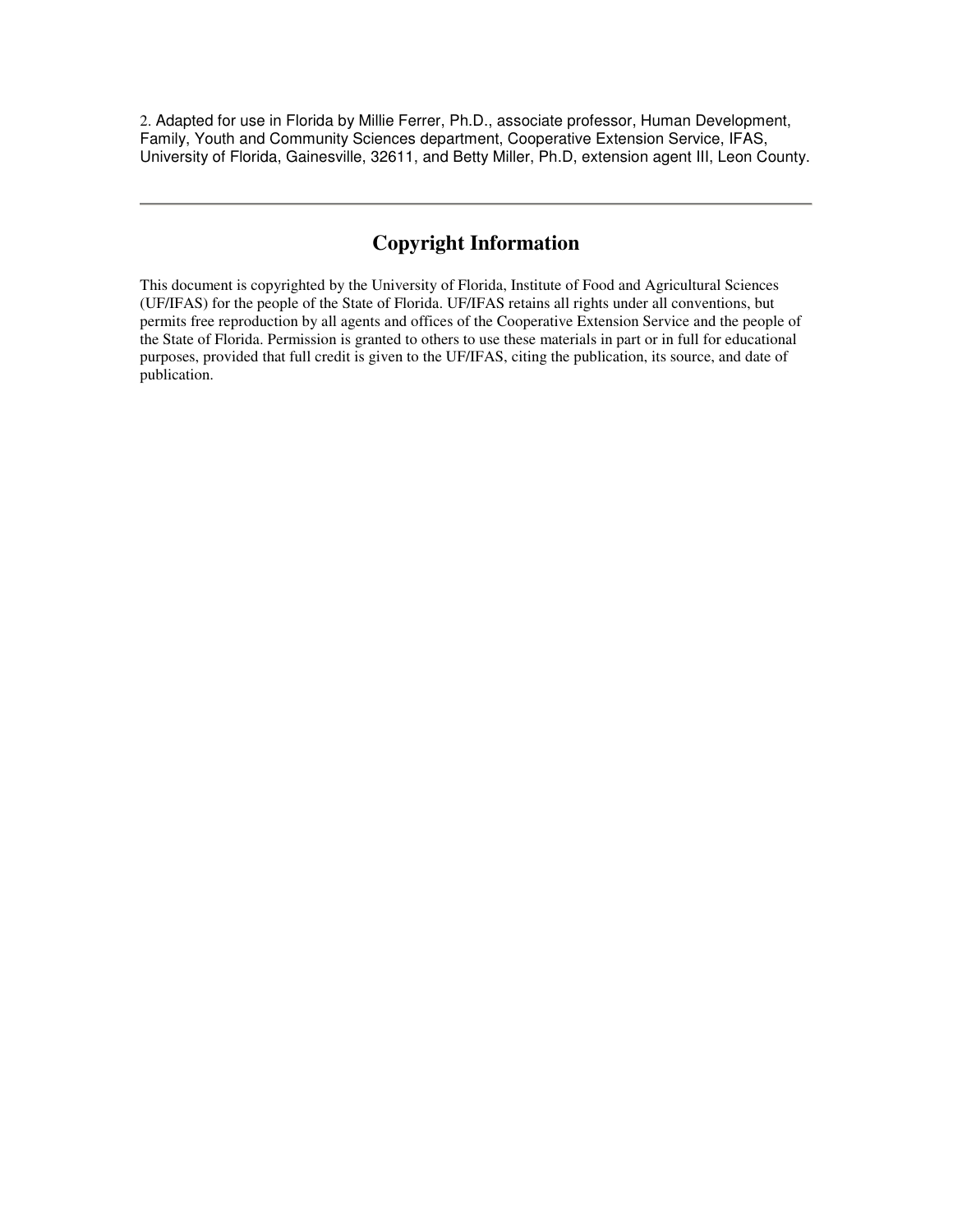2. Adapted for use in Florida by Millie Ferrer, Ph.D., associate professor, Human Development, Family, Youth and Community Sciences department, Cooperative Extension Service, IFAS, University of Florida, Gainesville, 32611, and Betty Miller, Ph.D, extension agent III, Leon County.

---

## Copyright Information

This document is copyrighted by the University of Florida, Institute of Food and Agricultural Sciences (UF/IFAS) for the people of the State of Florida. UF/IFAS retains all rights under all conventions, but permits free reproduction by all agents and offices of the Cooperative Extension Service and the people of the State of Florida. Permission is granted to others to use these materials in part or in full for educational purposes, provided that full credit is given to the UF/IFAS, citing the publication, its source, and date of publication.